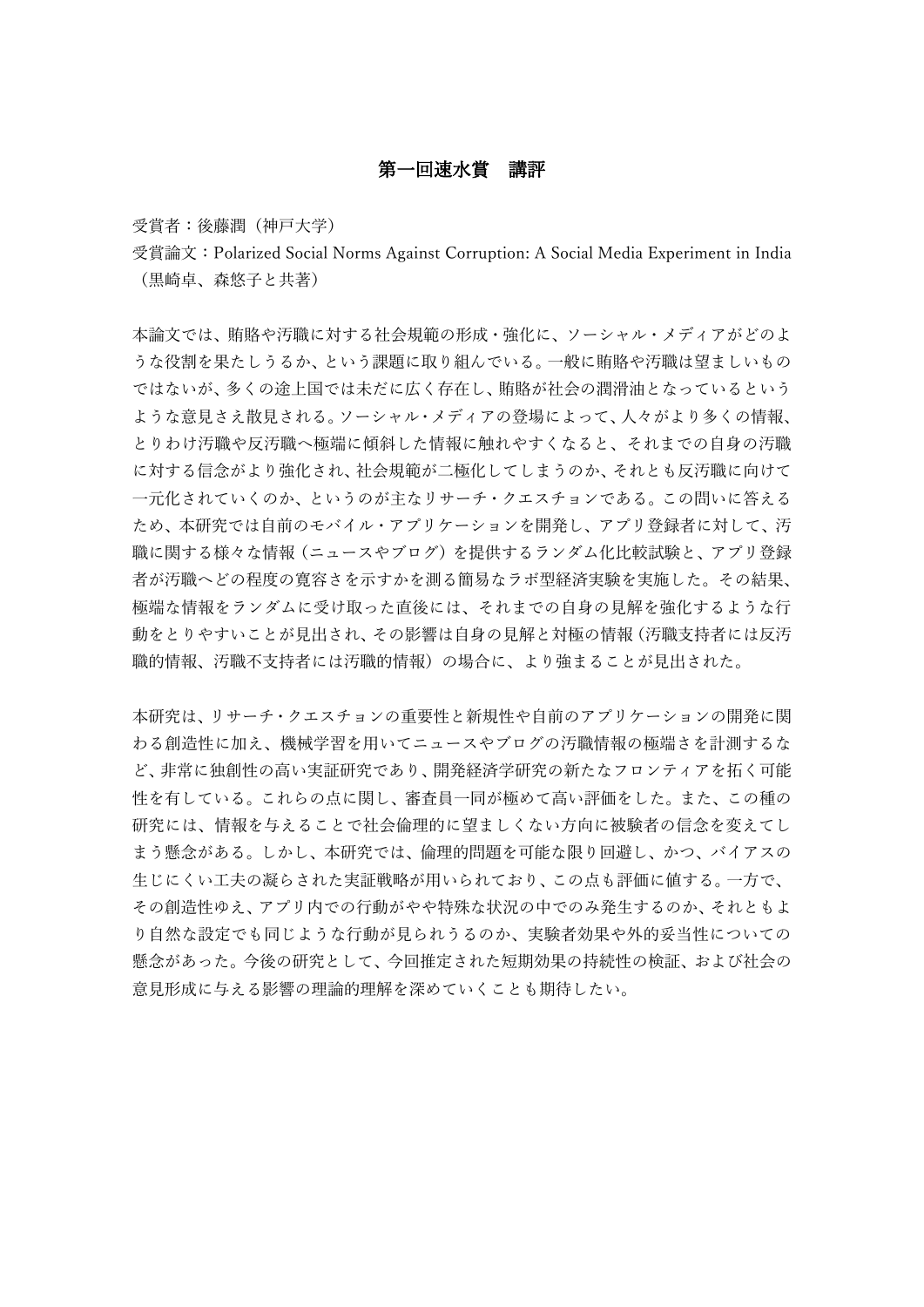# 第一回速水賞　講評

受賞者：後藤潤（神戸大学）

受賞論文：Polarized Social Norms Against Corruption: A Social Media Experiment in India（黒崎卓、森悠子と共著）

本論文では、賄賂や汚職に対する社会規範の形成・強化に、ソーシャル・メディアがどのような役割を果たしうるか、という課題に取り組んでいる。一般に賄賂や汚職は望ましいものではないが、多くの途上国では未だに広く存在し、賄賂が社会の潤滑油となっているというような意見さえ散見される。ソーシャル・メディアの登場によって、人々がより多くの情報、とりわけ汚職や反汚職へ極端に傾斜した情報に触れやすくなると、それまでの自身の汚職に対する信念がより強化され、社会規範が二極化してしまうのか、それとも反汚職に向けて一元化されていくのか、というのが主なリサーチ・クエスチョンである。この問いに答えるため、本研究では自前のモバイル・アプリケーションを開発し、アプリ登録者に対して、汚職に関する様々な情報（ニュースやブログ）を提供するランダム化比較試験と、アプリ登録者が汚職へどの程度の寛容さを示すかを測る簡易なラボ型経済実験を実施した。その結果、極端な情報をランダムに受け取った直後には、それまでの自身の見解を強化するような行動をとりやすいことが見出され、その影響は自身の見解と対極の情報（汚職支持者には反汚職的情報、汚職不支持者には汚職的情報）の場合に、より強まることが見出された。

本研究は、リサーチ・クエスチョンの重要性と新規性や自前のアプリケーションの開発に関わる創造性に加え、機械学習を用いてニュースやブログの汚職情報の極端さを計測するなど、非常に独創性の高い実証研究であり、開発経済学研究の新たなフロンティアを拓く可能性を有している。これらの点に関し、審査員一同が極めて高い評価をした。また、この種の研究には、情報を与えることで社会倫理的に望ましくない方向に被験者の信念を変えてしまう懸念がある。しかし、本研究では、倫理的問題を可能な限り回避し、かつ、バイアスの生じにくい工夫の凝らされた実証戦略が用いられており、この点も評価に値する。一方で、その創造性ゆえ、アプリ内での行動がやや特殊な状況の中でのみ発生するのか、それともより自然な設定でも同じような行動が見られうるのか、実験者効果や外的妥当性についての懸念があった。今後の研究として、今回推定された短期効果の持続性の検証、および社会の意見形成に与える影響の理論的理解を深めていくことも期待したい。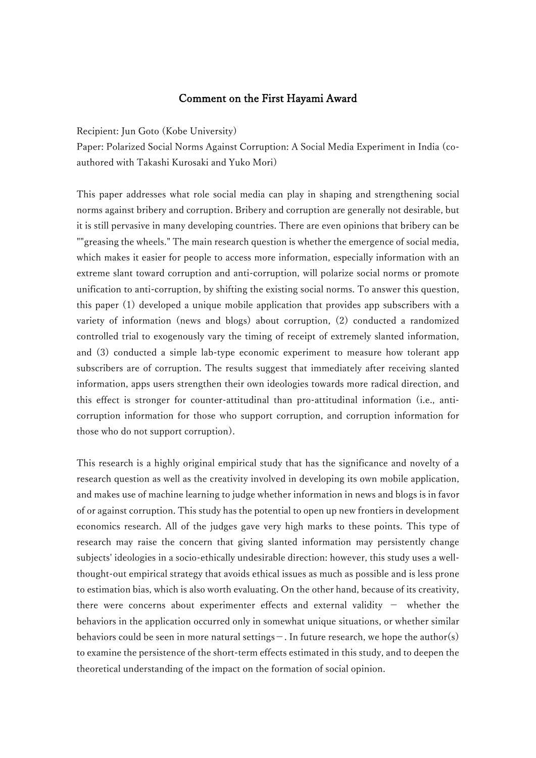# Comment on the First Hayami Award

Recipient: Jun Goto (Kobe University)
Paper: Polarized Social Norms Against Corruption: A Social Media Experiment in India (co-authored with Takashi Kurosaki and Yuko Mori)

This paper addresses what role social media can play in shaping and strengthening social norms against bribery and corruption. Bribery and corruption are generally not desirable, but it is still pervasive in many developing countries. There are even opinions that bribery can be ""greasing the wheels." The main research question is whether the emergence of social media, which makes it easier for people to access more information, especially information with an extreme slant toward corruption and anti-corruption, will polarize social norms or promote unification to anti-corruption, by shifting the existing social norms. To answer this question, this paper (1) developed a unique mobile application that provides app subscribers with a variety of information (news and blogs) about corruption, (2) conducted a randomized controlled trial to exogenously vary the timing of receipt of extremely slanted information, and (3) conducted a simple lab-type economic experiment to measure how tolerant app subscribers are of corruption. The results suggest that immediately after receiving slanted information, apps users strengthen their own ideologies towards more radical direction, and this effect is stronger for counter-attitudinal than pro-attitudinal information (i.e., anti-corruption information for those who support corruption, and corruption information for those who do not support corruption).

This research is a highly original empirical study that has the significance and novelty of a research question as well as the creativity involved in developing its own mobile application, and makes use of machine learning to judge whether information in news and blogs is in favor of or against corruption. This study has the potential to open up new frontiers in development economics research. All of the judges gave very high marks to these points. This type of research may raise the concern that giving slanted information may persistently change subjects' ideologies in a socio-ethically undesirable direction: however, this study uses a well-thought-out empirical strategy that avoids ethical issues as much as possible and is less prone to estimation bias, which is also worth evaluating. On the other hand, because of its creativity, there were concerns about experimenter effects and external validity － whether the behaviors in the application occurred only in somewhat unique situations, or whether similar behaviors could be seen in more natural settings－. In future research, we hope the author(s) to examine the persistence of the short-term effects estimated in this study, and to deepen the theoretical understanding of the impact on the formation of social opinion.